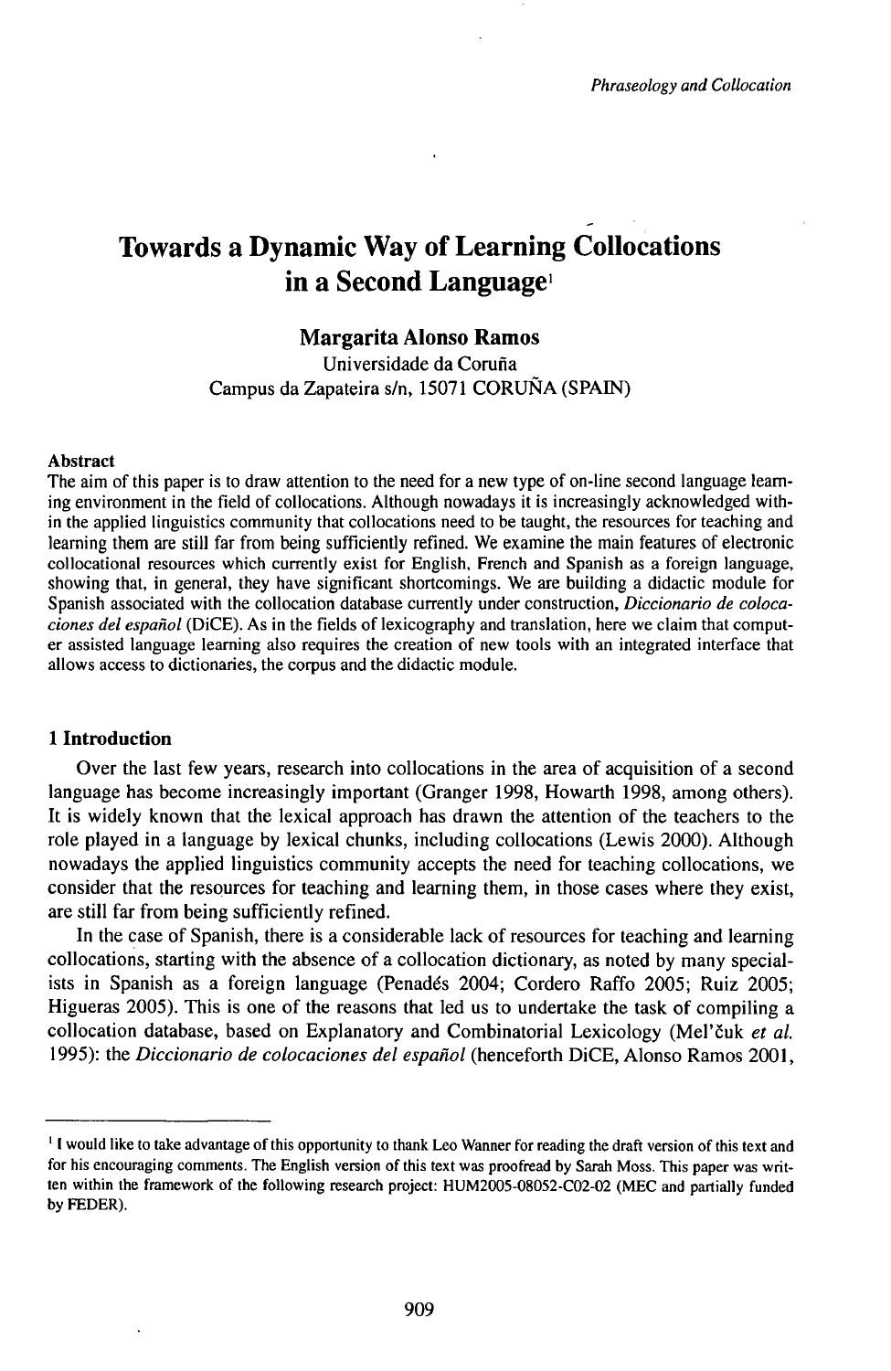// Page header "Phraseology and Collocation" omitted as running header

# Towards a Dynamic Way of Learning Collocations in a Second Language[1]

**Margarita Alonso Ramos**
Universidade da Coruña
Campus da Zapateira s/n, 15071 CORUÑA (SPAIN)

**Abstract**
The aim of this paper is to draw attention to the need for a new type of on-line second language learning environment in the field of collocations. Although nowadays it is increasingly acknowledged within the applied linguistics community that collocations need to be taught, the resources for teaching and learning them are still far from being sufficiently refined. We examine the main features of electronic collocational resources which currently exist for English, French and Spanish as a foreign language, showing that, in general, they have significant shortcomings. We are building a didactic module for Spanish associated with the collocation database currently under construction, *Diccionario de colocaciones del español* (DiCE). As in the fields of lexicography and translation, here we claim that computer assisted language learning also requires the creation of new tools with an integrated interface that allows access to dictionaries, the corpus and the didactic module.

## 1 Introduction

Over the last few years, research into collocations in the area of acquisition of a second language has become increasingly important (Granger 1998, Howarth 1998, among others). It is widely known that the lexical approach has drawn the attention of the teachers to the role played in a language by lexical chunks, including collocations (Lewis 2000). Although nowadays the applied linguistics community accepts the need for teaching collocations, we consider that the resources for teaching and learning them, in those cases where they exist, are still far from being sufficiently refined.

In the case of Spanish, there is a considerable lack of resources for teaching and learning collocations, starting with the absence of a collocation dictionary, as noted by many specialists in Spanish as a foreign language (Penadés 2004; Cordero Raffo 2005; Ruiz 2005; Higueras 2005). This is one of the reasons that led us to undertake the task of compiling a collocation database, based on Explanatory and Combinatorial Lexicology (Mel'čuk *et al.* 1995): the *Diccionario de colocaciones del español* (henceforth DiCE, Alonso Ramos 2001,

[1] I would like to take advantage of this opportunity to thank Leo Wanner for reading the draft version of this text and for his encouraging comments. The English version of this text was proofread by Sarah Moss. This paper was written within the framework of the following research project: HUM2005-08052-C02-02 (MEC and partially funded by FEDER).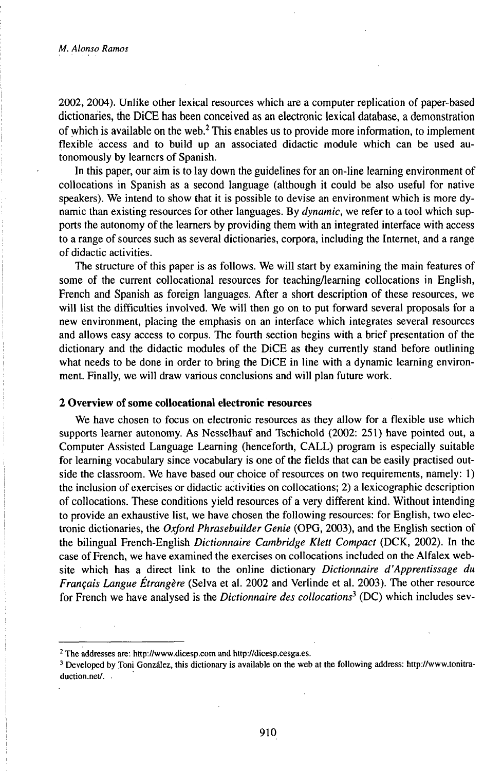2002, 2004). Unlike other lexical resources which are a computer replication of paper-based dictionaries, the DiCE has been conceived as an electronic lexical database, a demonstration of which is available on the web.[2] This enables us to provide more information, to implement flexible access and to build up an associated didactic module which can be used autonomously by learners of Spanish.

In this paper, our aim is to lay down the guidelines for an on-line learning environment of collocations in Spanish as a second language (although it could be also useful for native speakers). We intend to show that it is possible to devise an environment which is more dynamic than existing resources for other languages. By *dynamic*, we refer to a tool which supports the autonomy of the learners by providing them with an integrated interface with access to a range of sources such as several dictionaries, corpora, including the Internet, and a range of didactic activities.

The structure of this paper is as follows. We will start by examining the main features of some of the current collocational resources for teaching/learning collocations in English, French and Spanish as foreign languages. After a short description of these resources, we will list the difficulties involved. We will then go on to put forward several proposals for a new environment, placing the emphasis on an interface which integrates several resources and allows easy access to corpus. The fourth section begins with a brief presentation of the dictionary and the didactic modules of the DiCE as they currently stand before outlining what needs to be done in order to bring the DiCE in line with a dynamic learning environment. Finally, we will draw various conclusions and will plan future work.

## 2 Overview of some collocational electronic resources

We have chosen to focus on electronic resources as they allow for a flexible use which supports learner autonomy. As Nesselhauf and Tschichold (2002: 251) have pointed out, a Computer Assisted Language Learning (henceforth, CALL) program is especially suitable for learning vocabulary since vocabulary is one of the fields that can be easily practised outside the classroom. We have based our choice of resources on two requirements, namely: 1) the inclusion of exercises or didactic activities on collocations; 2) a lexicographic description of collocations. These conditions yield resources of a very different kind. Without intending to provide an exhaustive list, we have chosen the following resources: for English, two electronic dictionaries, the *Oxford Phrasebuilder Genie* (OPG, 2003), and the English section of the bilingual French-English *Dictionnaire Cambridge Klett Compact* (DCK, 2002). In the case of French, we have examined the exercises on collocations included on the Alfalex website which has a direct link to the online dictionary *Dictionnaire d'Apprentissage du Français Langue Étrangère* (Selva et al. 2002 and Verlinde et al. 2003). The other resource for French we have analysed is the *Dictionnaire des collocations*[3] (DC) which includes sev-

---

[2] The addresses are: http://www.dicesp.com and http://dicesp.cesga.es.

[3] Developed by Toni González, this dictionary is available on the web at the following address: http://www.tonitraduction.net/.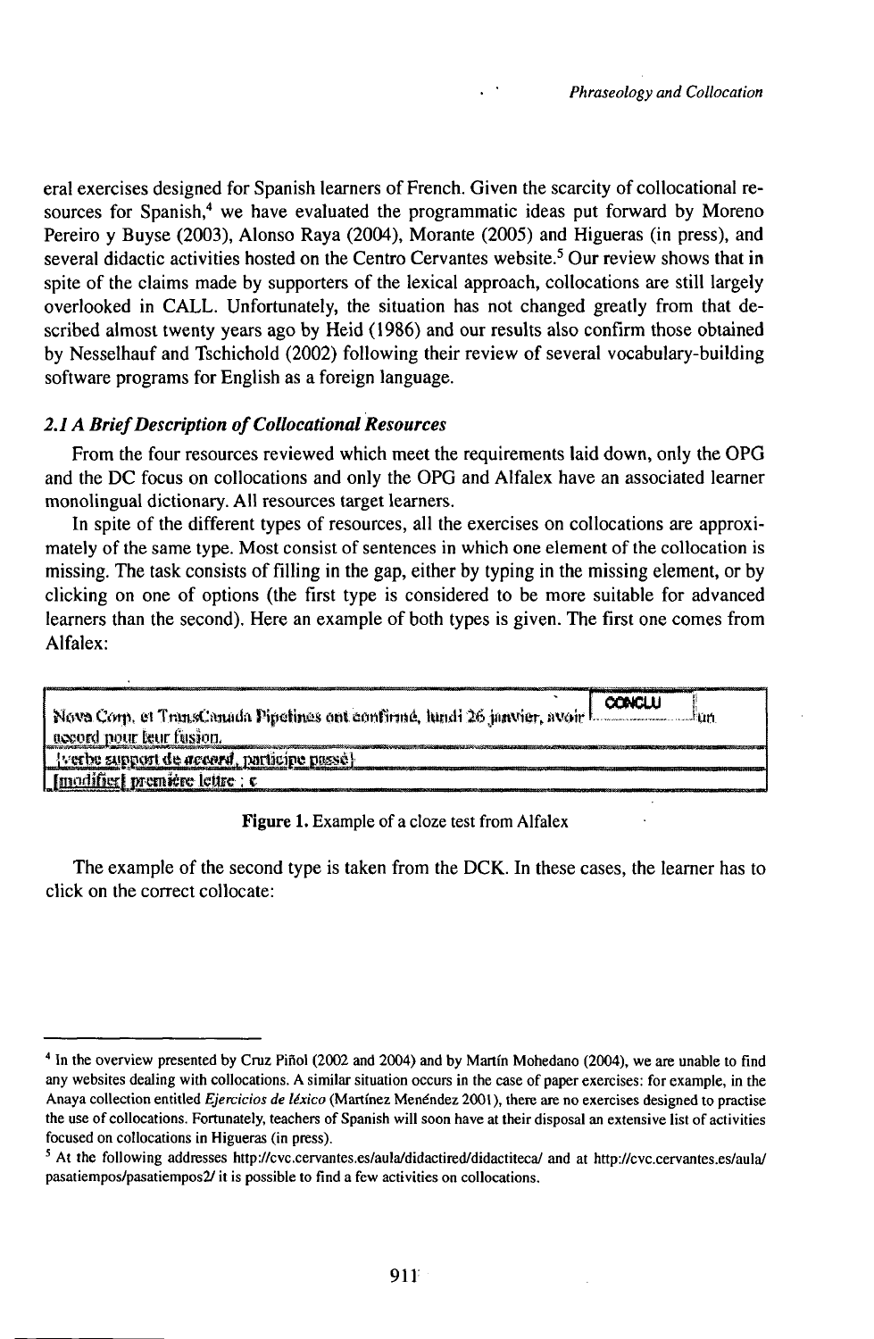eral exercises designed for Spanish learners of French. Given the scarcity of collocational resources for Spanish,[4] we have evaluated the programmatic ideas put forward by Moreno Pereiro y Buyse (2003), Alonso Raya (2004), Morante (2005) and Higueras (in press), and several didactic activities hosted on the Centro Cervantes website.[5] Our review shows that in spite of the claims made by supporters of the lexical approach, collocations are still largely overlooked in CALL. Unfortunately, the situation has not changed greatly from that described almost twenty years ago by Heid (1986) and our results also confirm those obtained by Nesselhauf and Tschichold (2002) following their review of several vocabulary-building software programs for English as a foreign language.

### *2.1 A Brief Description of Collocational Resources*

From the four resources reviewed which meet the requirements laid down, only the OPG and the DC focus on collocations and only the OPG and Alfalex have an associated learner monolingual dictionary. All resources target learners.

In spite of the different types of resources, all the exercises on collocations are approximately of the same type. Most consist of sentences in which one element of the collocation is missing. The task consists of filling in the gap, either by typing in the missing element, or by clicking on one of options (the first type is considered to be more suitable for advanced learners than the second). Here an example of both types is given. The first one comes from Alfalex:

| Nova Corp. et TransCanada Pipelines ont confirmé, lundi 26 janvier, avoir CONCLU un accord pour leur fusion. |
|---|
| {verbe support de *accord*, participe passé} |
| [modifier] première lettre : c |

**Figure 1.** Example of a cloze test from Alfalex

The example of the second type is taken from the DCK. In these cases, the learner has to click on the correct collocate:

---

[4] In the overview presented by Cruz Piñol (2002 and 2004) and by Martín Mohedano (2004), we are unable to find any websites dealing with collocations. A similar situation occurs in the case of paper exercises: for example, in the Anaya collection entitled *Ejercicios de léxico* (Martínez Menéndez 2001), there are no exercises designed to practise the use of collocations. Fortunately, teachers of Spanish will soon have at their disposal an extensive list of activities focused on collocations in Higueras (in press).

[5] At the following addresses http://cvc.cervantes.es/aula/didactired/didactiteca/ and at http://cvc.cervantes.es/aula/pasatiempos/pasatiempos2/ it is possible to find a few activities on collocations.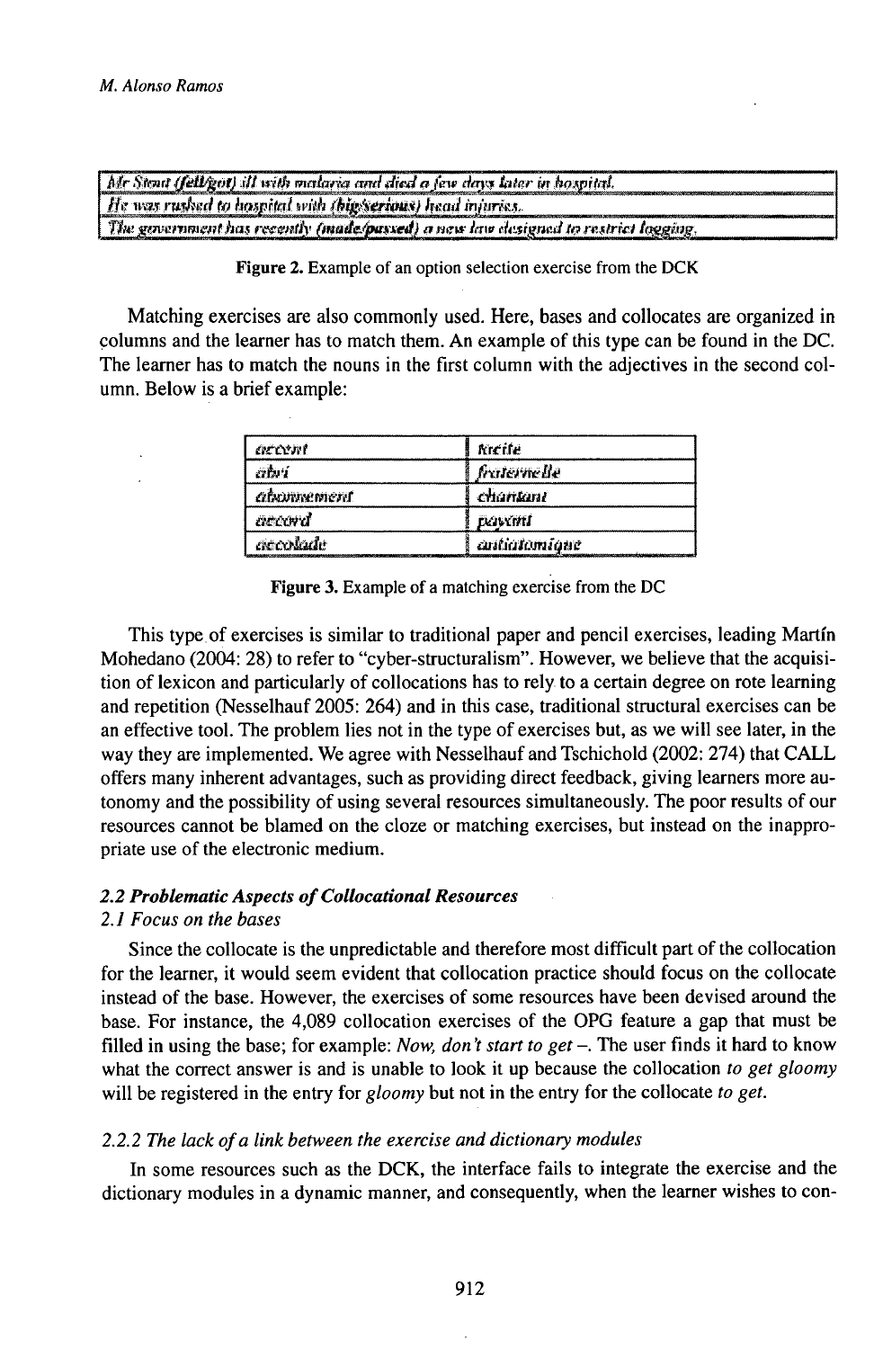| *Mr Stout (fell/got) ill with malaria and died a few days later in hospital.* |
|---|
| *He was rushed to hospital with (big/serious) head injuries.* |
| *The government has recently (made/passed) a new law designed to restrict logging.* |

Figure 2. Example of an option selection exercise from the DCK

Matching exercises are also commonly used. Here, bases and collocates are organized in columns and the learner has to match them. An example of this type can be found in the DC. The learner has to match the nouns in the first column with the adjectives in the second column. Below is a brief example:

| *accent* | *tacite* |
|---|---|
| *abri* | *fraternelle* |
| *abonnement* | *chantant* |
| *accord* | *payant* |
| *accolade* | *antiatomique* |

Figure 3. Example of a matching exercise from the DC

This type of exercises is similar to traditional paper and pencil exercises, leading Martín Mohedano (2004: 28) to refer to "cyber-structuralism". However, we believe that the acquisition of lexicon and particularly of collocations has to rely to a certain degree on rote learning and repetition (Nesselhauf 2005: 264) and in this case, traditional structural exercises can be an effective tool. The problem lies not in the type of exercises but, as we will see later, in the way they are implemented. We agree with Nesselhauf and Tschichold (2002: 274) that CALL offers many inherent advantages, such as providing direct feedback, giving learners more autonomy and the possibility of using several resources simultaneously. The poor results of our resources cannot be blamed on the cloze or matching exercises, but instead on the inappropriate use of the electronic medium.

### *2.2 Problematic Aspects of Collocational Resources*

#### *2.1 Focus on the bases*

Since the collocate is the unpredictable and therefore most difficult part of the collocation for the learner, it would seem evident that collocation practice should focus on the collocate instead of the base. However, the exercises of some resources have been devised around the base. For instance, the 4,089 collocation exercises of the OPG feature a gap that must be filled in using the base; for example: *Now, don't start to get –.* The user finds it hard to know what the correct answer is and is unable to look it up because the collocation *to get gloomy* will be registered in the entry for *gloomy* but not in the entry for the collocate *to get.*

#### *2.2.2 The lack of a link between the exercise and dictionary modules*

In some resources such as the DCK, the interface fails to integrate the exercise and the dictionary modules in a dynamic manner, and consequently, when the learner wishes to con-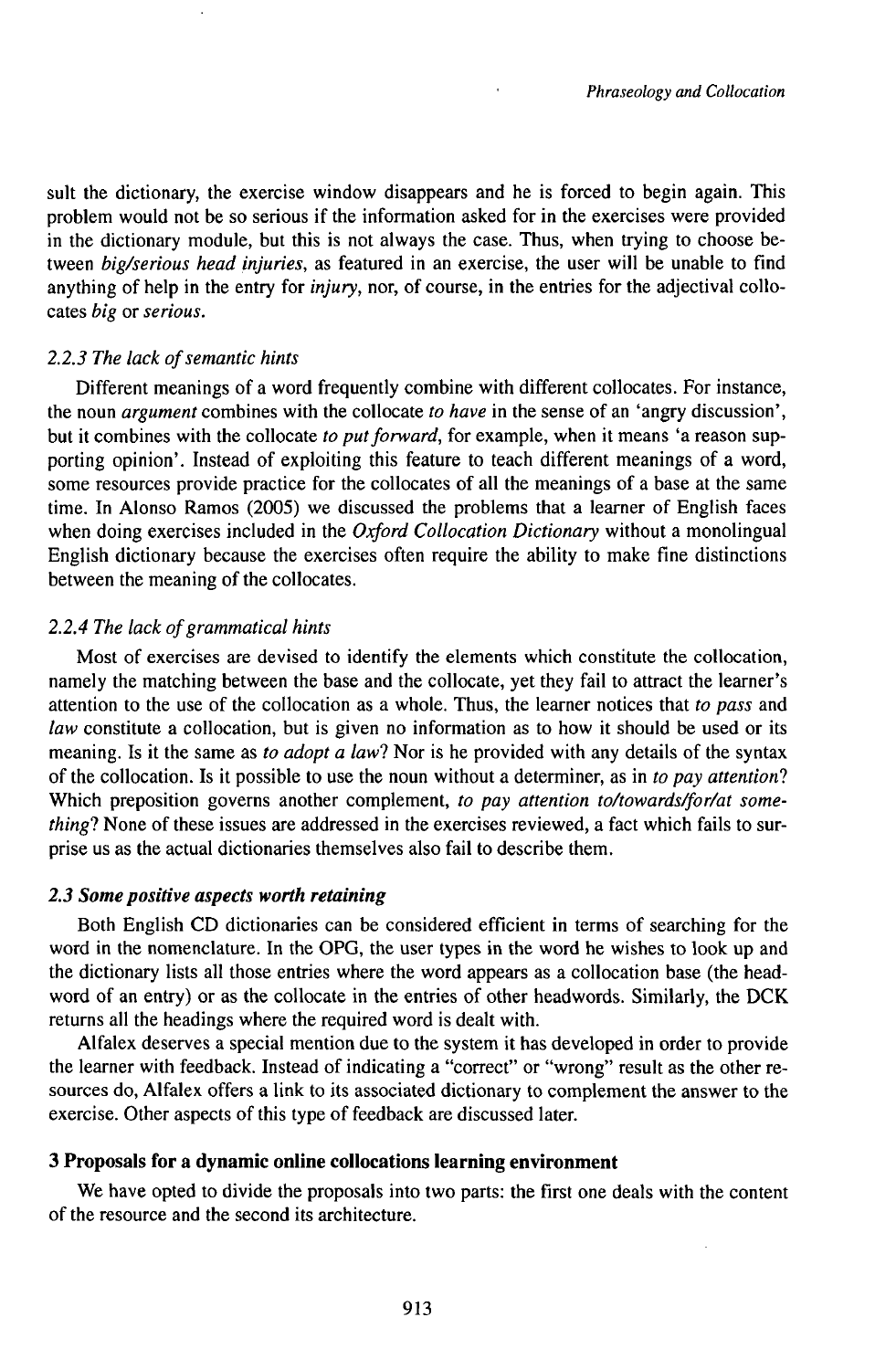sult the dictionary, the exercise window disappears and he is forced to begin again. This problem would not be so serious if the information asked for in the exercises were provided in the dictionary module, but this is not always the case. Thus, when trying to choose between *big/serious head injuries*, as featured in an exercise, the user will be unable to find anything of help in the entry for *injury*, nor, of course, in the entries for the adjectival collocates *big* or *serious*.

#### *2.2.3 The lack of semantic hints*

Different meanings of a word frequently combine with different collocates. For instance, the noun *argument* combines with the collocate *to have* in the sense of an 'angry discussion', but it combines with the collocate *to put forward*, for example, when it means 'a reason supporting opinion'. Instead of exploiting this feature to teach different meanings of a word, some resources provide practice for the collocates of all the meanings of a base at the same time. In Alonso Ramos (2005) we discussed the problems that a learner of English faces when doing exercises included in the *Oxford Collocation Dictionary* without a monolingual English dictionary because the exercises often require the ability to make fine distinctions between the meaning of the collocates.

#### *2.2.4 The lack of grammatical hints*

Most of exercises are devised to identify the elements which constitute the collocation, namely the matching between the base and the collocate, yet they fail to attract the learner's attention to the use of the collocation as a whole. Thus, the learner notices that *to pass* and *law* constitute a collocation, but is given no information as to how it should be used or its meaning. Is it the same as *to adopt a law*? Nor is he provided with any details of the syntax of the collocation. Is it possible to use the noun without a determiner, as in *to pay attention*? Which preposition governs another complement, *to pay attention to/towards/for/at something*? None of these issues are addressed in the exercises reviewed, a fact which fails to surprise us as the actual dictionaries themselves also fail to describe them.

### *2.3 Some positive aspects worth retaining*

Both English CD dictionaries can be considered efficient in terms of searching for the word in the nomenclature. In the OPG, the user types in the word he wishes to look up and the dictionary lists all those entries where the word appears as a collocation base (the headword of an entry) or as the collocate in the entries of other headwords. Similarly, the DCK returns all the headings where the required word is dealt with.

Alfalex deserves a special mention due to the system it has developed in order to provide the learner with feedback. Instead of indicating a "correct" or "wrong" result as the other resources do, Alfalex offers a link to its associated dictionary to complement the answer to the exercise. Other aspects of this type of feedback are discussed later.

## 3 Proposals for a dynamic online collocations learning environment

We have opted to divide the proposals into two parts: the first one deals with the content of the resource and the second its architecture.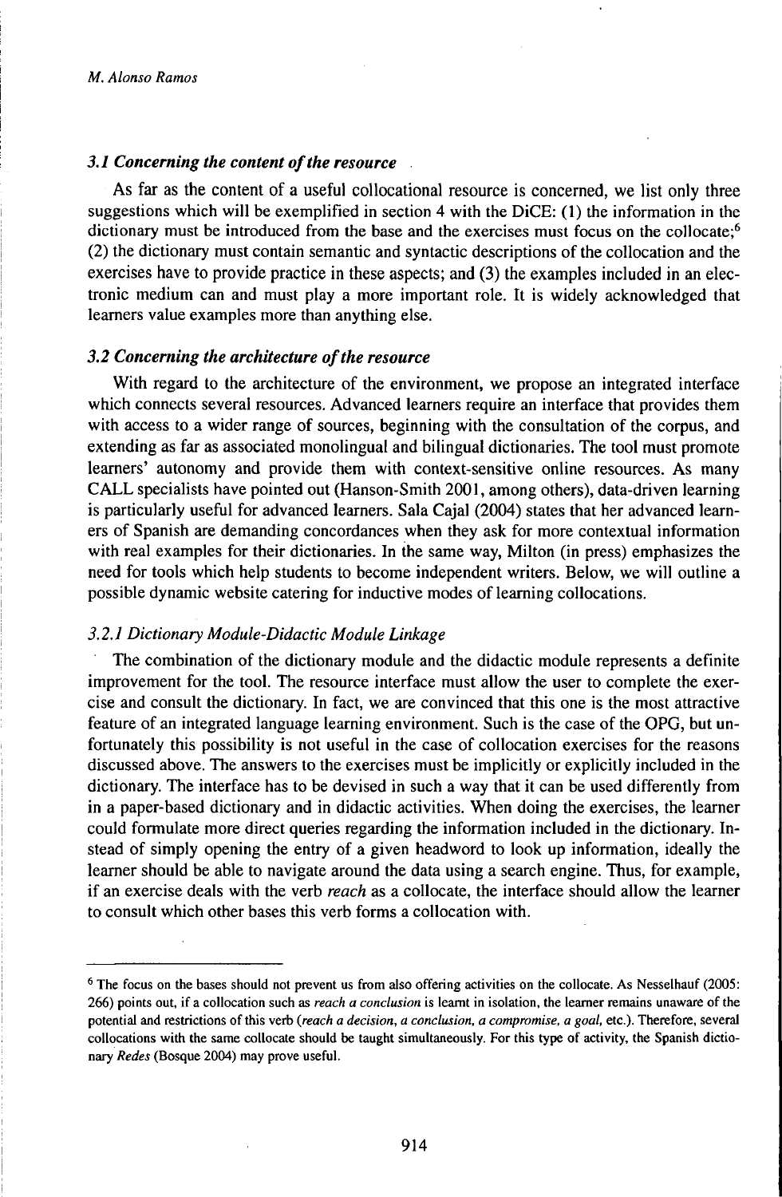### *3.1 Concerning the content of the resource*

As far as the content of a useful collocational resource is concerned, we list only three suggestions which will be exemplified in section 4 with the DiCE: (1) the information in the dictionary must be introduced from the base and the exercises must focus on the collocate;[6] (2) the dictionary must contain semantic and syntactic descriptions of the collocation and the exercises have to provide practice in these aspects; and (3) the examples included in an electronic medium can and must play a more important role. It is widely acknowledged that learners value examples more than anything else.

### *3.2 Concerning the architecture of the resource*

With regard to the architecture of the environment, we propose an integrated interface which connects several resources. Advanced learners require an interface that provides them with access to a wider range of sources, beginning with the consultation of the corpus, and extending as far as associated monolingual and bilingual dictionaries. The tool must promote learners' autonomy and provide them with context-sensitive online resources. As many CALL specialists have pointed out (Hanson-Smith 2001, among others), data-driven learning is particularly useful for advanced learners. Sala Cajal (2004) states that her advanced learners of Spanish are demanding concordances when they ask for more contextual information with real examples for their dictionaries. In the same way, Milton (in press) emphasizes the need for tools which help students to become independent writers. Below, we will outline a possible dynamic website catering for inductive modes of learning collocations.

#### *3.2.1 Dictionary Module-Didactic Module Linkage*

The combination of the dictionary module and the didactic module represents a definite improvement for the tool. The resource interface must allow the user to complete the exercise and consult the dictionary. In fact, we are convinced that this one is the most attractive feature of an integrated language learning environment. Such is the case of the OPG, but unfortunately this possibility is not useful in the case of collocation exercises for the reasons discussed above. The answers to the exercises must be implicitly or explicitly included in the dictionary. The interface has to be devised in such a way that it can be used differently from in a paper-based dictionary and in didactic activities. When doing the exercises, the learner could formulate more direct queries regarding the information included in the dictionary. Instead of simply opening the entry of a given headword to look up information, ideally the learner should be able to navigate around the data using a search engine. Thus, for example, if an exercise deals with the verb *reach* as a collocate, the interface should allow the learner to consult which other bases this verb forms a collocation with.

---

[6] The focus on the bases should not prevent us from also offering activities on the collocate. As Nesselhauf (2005: 266) points out, if a collocation such as *reach a conclusion* is learnt in isolation, the learner remains unaware of the potential and restrictions of this verb (*reach a decision, a conclusion, a compromise, a goal,* etc.). Therefore, several collocations with the same collocate should be taught simultaneously. For this type of activity, the Spanish dictionary *Redes* (Bosque 2004) may prove useful.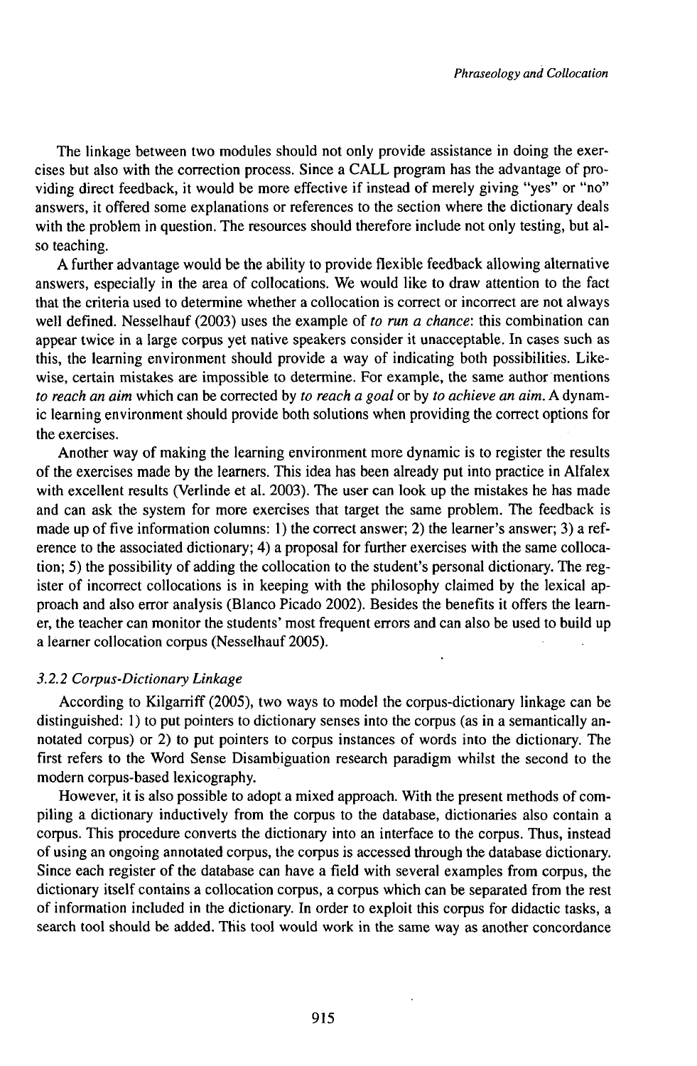The linkage between two modules should not only provide assistance in doing the exercises but also with the correction process. Since a CALL program has the advantage of providing direct feedback, it would be more effective if instead of merely giving "yes" or "no" answers, it offered some explanations or references to the section where the dictionary deals with the problem in question. The resources should therefore include not only testing, but also teaching.

A further advantage would be the ability to provide flexible feedback allowing alternative answers, especially in the area of collocations. We would like to draw attention to the fact that the criteria used to determine whether a collocation is correct or incorrect are not always well defined. Nesselhauf (2003) uses the example of *to run a chance*: this combination can appear twice in a large corpus yet native speakers consider it unacceptable. In cases such as this, the learning environment should provide a way of indicating both possibilities. Likewise, certain mistakes are impossible to determine. For example, the same author mentions *to reach an aim* which can be corrected by *to reach a goal* or by *to achieve an aim*. A dynamic learning environment should provide both solutions when providing the correct options for the exercises.

Another way of making the learning environment more dynamic is to register the results of the exercises made by the learners. This idea has been already put into practice in Alfalex with excellent results (Verlinde et al. 2003). The user can look up the mistakes he has made and can ask the system for more exercises that target the same problem. The feedback is made up of five information columns: 1) the correct answer; 2) the learner's answer; 3) a reference to the associated dictionary; 4) a proposal for further exercises with the same collocation; 5) the possibility of adding the collocation to the student's personal dictionary. The register of incorrect collocations is in keeping with the philosophy claimed by the lexical approach and also error analysis (Blanco Picado 2002). Besides the benefits it offers the learner, the teacher can monitor the students' most frequent errors and can also be used to build up a learner collocation corpus (Nesselhauf 2005).

### *3.2.2 Corpus-Dictionary Linkage*

According to Kilgarriff (2005), two ways to model the corpus-dictionary linkage can be distinguished: 1) to put pointers to dictionary senses into the corpus (as in a semantically annotated corpus) or 2) to put pointers to corpus instances of words into the dictionary. The first refers to the Word Sense Disambiguation research paradigm whilst the second to the modern corpus-based lexicography.

However, it is also possible to adopt a mixed approach. With the present methods of compiling a dictionary inductively from the corpus to the database, dictionaries also contain a corpus. This procedure converts the dictionary into an interface to the corpus. Thus, instead of using an ongoing annotated corpus, the corpus is accessed through the database dictionary. Since each register of the database can have a field with several examples from corpus, the dictionary itself contains a collocation corpus, a corpus which can be separated from the rest of information included in the dictionary. In order to exploit this corpus for didactic tasks, a search tool should be added. This tool would work in the same way as another concordance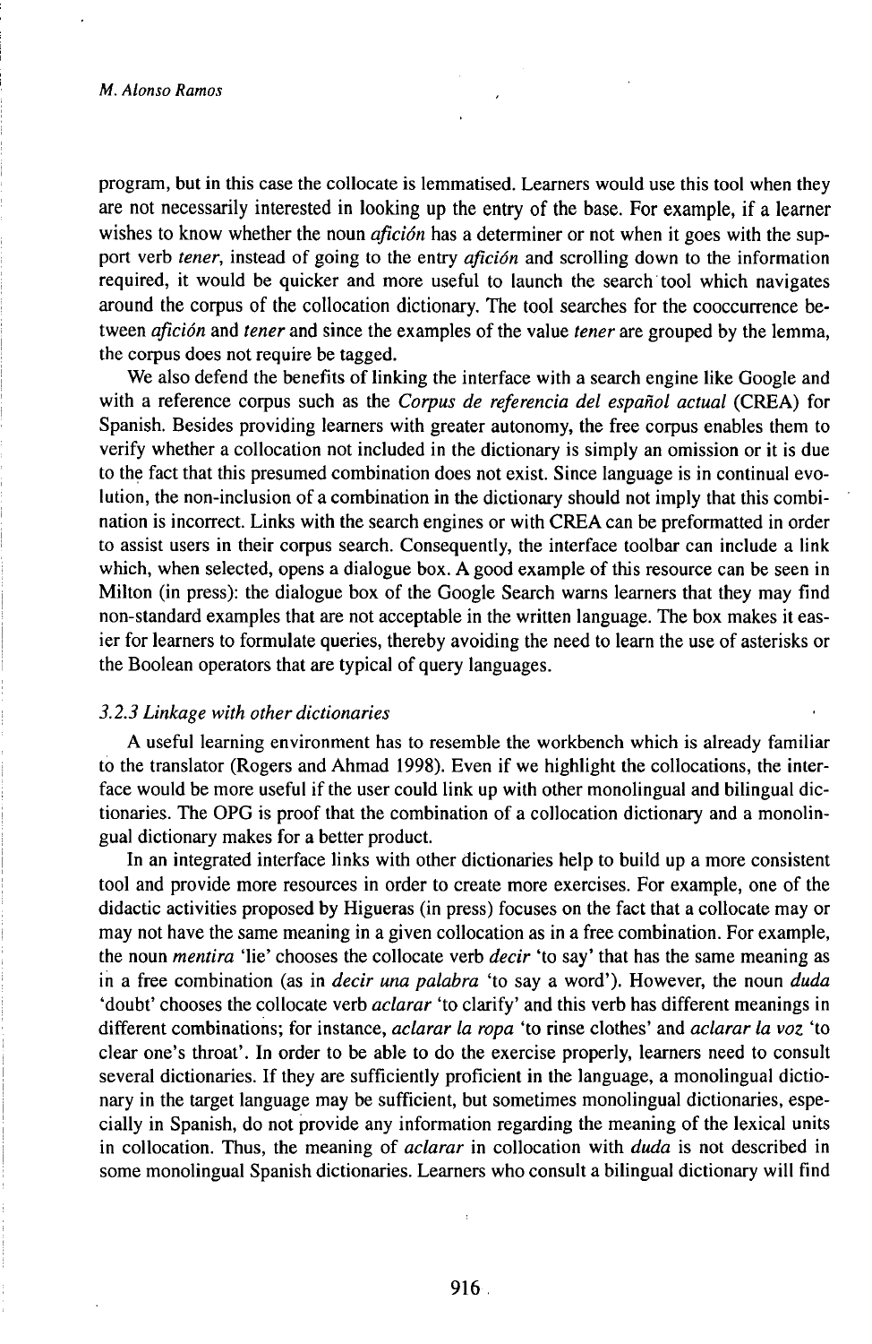program, but in this case the collocate is lemmatised. Learners would use this tool when they are not necessarily interested in looking up the entry of the base. For example, if a learner wishes to know whether the noun *afición* has a determiner or not when it goes with the support verb *tener*, instead of going to the entry *afición* and scrolling down to the information required, it would be quicker and more useful to launch the search tool which navigates around the corpus of the collocation dictionary. The tool searches for the cooccurrence between *afición* and *tener* and since the examples of the value *tener* are grouped by the lemma, the corpus does not require be tagged.

We also defend the benefits of linking the interface with a search engine like Google and with a reference corpus such as the *Corpus de referencia del español actual* (CREA) for Spanish. Besides providing learners with greater autonomy, the free corpus enables them to verify whether a collocation not included in the dictionary is simply an omission or it is due to the fact that this presumed combination does not exist. Since language is in continual evolution, the non-inclusion of a combination in the dictionary should not imply that this combination is incorrect. Links with the search engines or with CREA can be preformatted in order to assist users in their corpus search. Consequently, the interface toolbar can include a link which, when selected, opens a dialogue box. A good example of this resource can be seen in Milton (in press): the dialogue box of the Google Search warns learners that they may find non-standard examples that are not acceptable in the written language. The box makes it easier for learners to formulate queries, thereby avoiding the need to learn the use of asterisks or the Boolean operators that are typical of query languages.

### *3.2.3 Linkage with other dictionaries*

A useful learning environment has to resemble the workbench which is already familiar to the translator (Rogers and Ahmad 1998). Even if we highlight the collocations, the interface would be more useful if the user could link up with other monolingual and bilingual dictionaries. The OPG is proof that the combination of a collocation dictionary and a monolingual dictionary makes for a better product.

In an integrated interface links with other dictionaries help to build up a more consistent tool and provide more resources in order to create more exercises. For example, one of the didactic activities proposed by Higueras (in press) focuses on the fact that a collocate may or may not have the same meaning in a given collocation as in a free combination. For example, the noun *mentira* 'lie' chooses the collocate verb *decir* 'to say' that has the same meaning as in a free combination (as in *decir una palabra* 'to say a word'). However, the noun *duda* 'doubt' chooses the collocate verb *aclarar* 'to clarify' and this verb has different meanings in different combinations; for instance, *aclarar la ropa* 'to rinse clothes' and *aclarar la voz* 'to clear one's throat'. In order to be able to do the exercise properly, learners need to consult several dictionaries. If they are sufficiently proficient in the language, a monolingual dictionary in the target language may be sufficient, but sometimes monolingual dictionaries, especially in Spanish, do not provide any information regarding the meaning of the lexical units in collocation. Thus, the meaning of *aclarar* in collocation with *duda* is not described in some monolingual Spanish dictionaries. Learners who consult a bilingual dictionary will find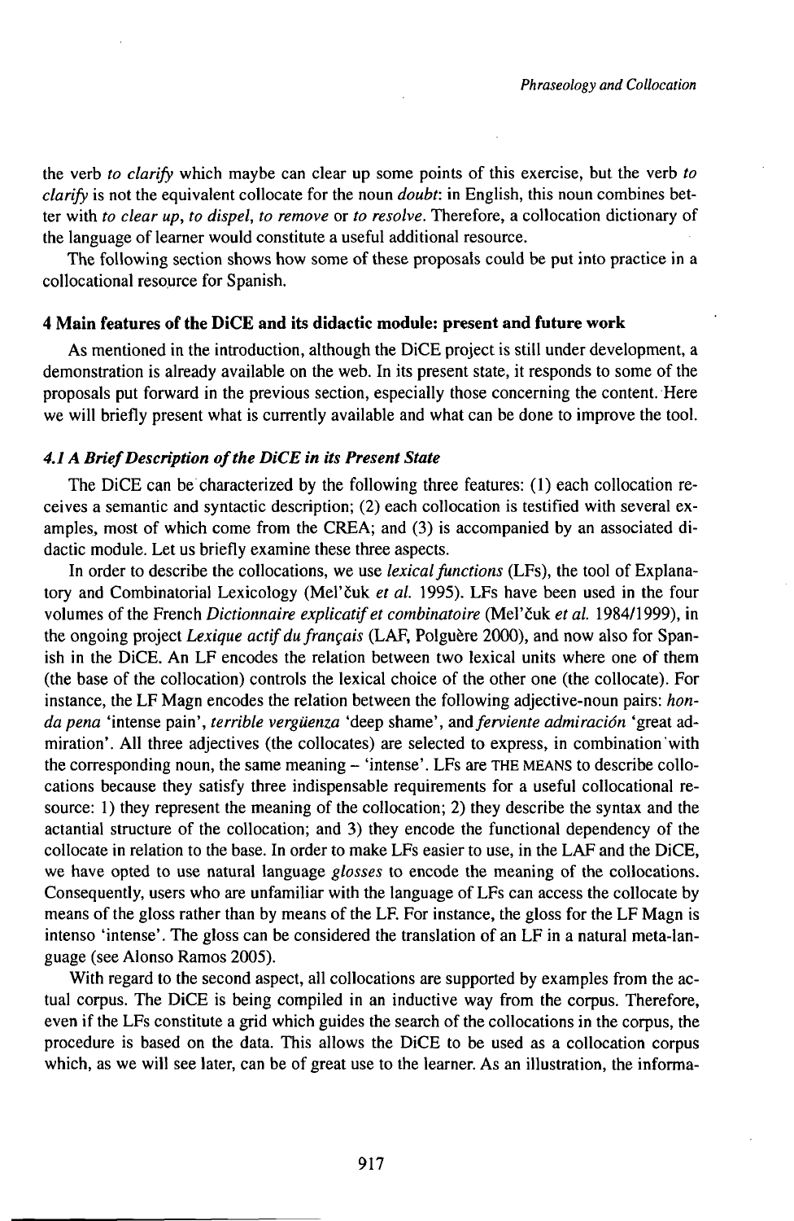the verb *to clarify* which maybe can clear up some points of this exercise, but the verb *to clarify* is not the equivalent collocate for the noun *doubt*: in English, this noun combines better with *to clear up*, *to dispel*, *to remove* or *to resolve*. Therefore, a collocation dictionary of the language of learner would constitute a useful additional resource.

The following section shows how some of these proposals could be put into practice in a collocational resource for Spanish.

## 4 Main features of the DiCE and its didactic module: present and future work

As mentioned in the introduction, although the DiCE project is still under development, a demonstration is already available on the web. In its present state, it responds to some of the proposals put forward in the previous section, especially those concerning the content. Here we will briefly present what is currently available and what can be done to improve the tool.

### *4.1 A Brief Description of the DiCE in its Present State*

The DiCE can be characterized by the following three features: (1) each collocation receives a semantic and syntactic description; (2) each collocation is testified with several examples, most of which come from the CREA; and (3) is accompanied by an associated didactic module. Let us briefly examine these three aspects.

In order to describe the collocations, we use *lexical functions* (LFs), the tool of Explanatory and Combinatorial Lexicology (Mel'čuk *et al.* 1995). LFs have been used in the four volumes of the French *Dictionnaire explicatif et combinatoire* (Mel'čuk *et al.* 1984/1999), in the ongoing project *Lexique actif du français* (LAF, Polguère 2000), and now also for Spanish in the DiCE. An LF encodes the relation between two lexical units where one of them (the base of the collocation) controls the lexical choice of the other one (the collocate). For instance, the LF Magn encodes the relation between the following adjective-noun pairs: *honda pena* 'intense pain', *terrible vergüenza* 'deep shame', and *ferviente admiración* 'great admiration'. All three adjectives (the collocates) are selected to express, in combination with the corresponding noun, the same meaning – 'intense'. LFs are THE MEANS to describe collocations because they satisfy three indispensable requirements for a useful collocational resource: 1) they represent the meaning of the collocation; 2) they describe the syntax and the actantial structure of the collocation; and 3) they encode the functional dependency of the collocate in relation to the base. In order to make LFs easier to use, in the LAF and the DiCE, we have opted to use natural language *glosses* to encode the meaning of the collocations. Consequently, users who are unfamiliar with the language of LFs can access the collocate by means of the gloss rather than by means of the LF. For instance, the gloss for the LF Magn is intenso 'intense'. The gloss can be considered the translation of an LF in a natural meta-language (see Alonso Ramos 2005).

With regard to the second aspect, all collocations are supported by examples from the actual corpus. The DiCE is being compiled in an inductive way from the corpus. Therefore, even if the LFs constitute a grid which guides the search of the collocations in the corpus, the procedure is based on the data. This allows the DiCE to be used as a collocation corpus which, as we will see later, can be of great use to the learner. As an illustration, the informa-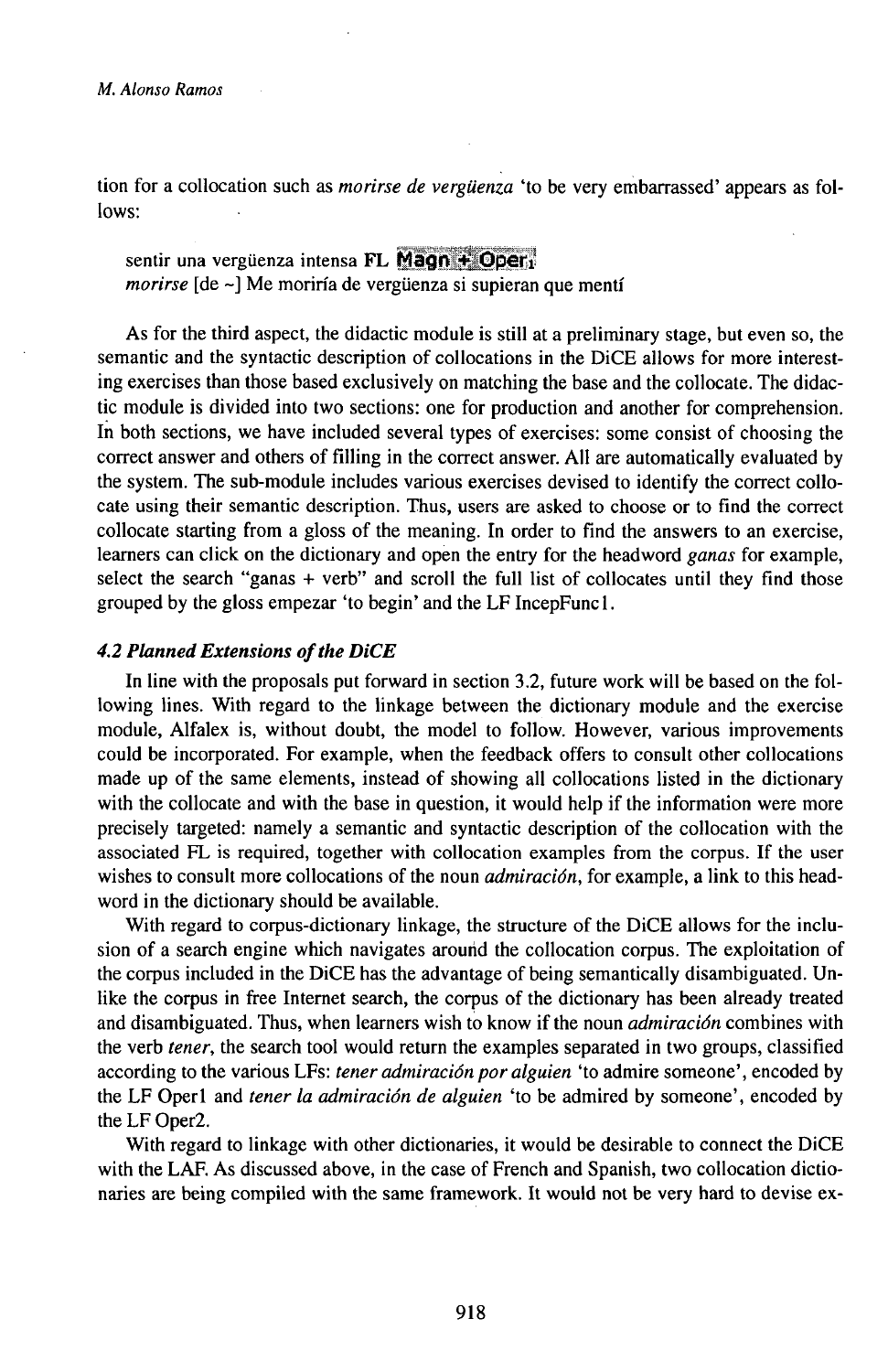tion for a collocation such as *morirse de vergüenza* 'to be very embarrassed' appears as follows:

> sentir una vergüenza intensa **FL** **Magn + Oper**$_1$
> *morirse* [de ~] Me moriría de vergüenza si supieran que mentí

As for the third aspect, the didactic module is still at a preliminary stage, but even so, the semantic and the syntactic description of collocations in the DiCE allows for more interesting exercises than those based exclusively on matching the base and the collocate. The didactic module is divided into two sections: one for production and another for comprehension. In both sections, we have included several types of exercises: some consist of choosing the correct answer and others of filling in the correct answer. All are automatically evaluated by the system. The sub-module includes various exercises devised to identify the correct collocate using their semantic description. Thus, users are asked to choose or to find the correct collocate starting from a gloss of the meaning. In order to find the answers to an exercise, learners can click on the dictionary and open the entry for the headword *ganas* for example, select the search "ganas + verb" and scroll the full list of collocates until they find those grouped by the gloss empezar 'to begin' and the LF IncepFunc1.

### *4.2 Planned Extensions of the DiCE*

In line with the proposals put forward in section 3.2, future work will be based on the following lines. With regard to the linkage between the dictionary module and the exercise module, Alfalex is, without doubt, the model to follow. However, various improvements could be incorporated. For example, when the feedback offers to consult other collocations made up of the same elements, instead of showing all collocations listed in the dictionary with the collocate and with the base in question, it would help if the information were more precisely targeted: namely a semantic and syntactic description of the collocation with the associated FL is required, together with collocation examples from the corpus. If the user wishes to consult more collocations of the noun *admiración*, for example, a link to this headword in the dictionary should be available.

With regard to corpus-dictionary linkage, the structure of the DiCE allows for the inclusion of a search engine which navigates around the collocation corpus. The exploitation of the corpus included in the DiCE has the advantage of being semantically disambiguated. Unlike the corpus in free Internet search, the corpus of the dictionary has been already treated and disambiguated. Thus, when learners wish to know if the noun *admiración* combines with the verb *tener*, the search tool would return the examples separated in two groups, classified according to the various LFs: *tener admiración por alguien* 'to admire someone', encoded by the LF Oper1 and *tener la admiración de alguien* 'to be admired by someone', encoded by the LF Oper2.

With regard to linkage with other dictionaries, it would be desirable to connect the DiCE with the LAF. As discussed above, in the case of French and Spanish, two collocation dictionaries are being compiled with the same framework. It would not be very hard to devise ex-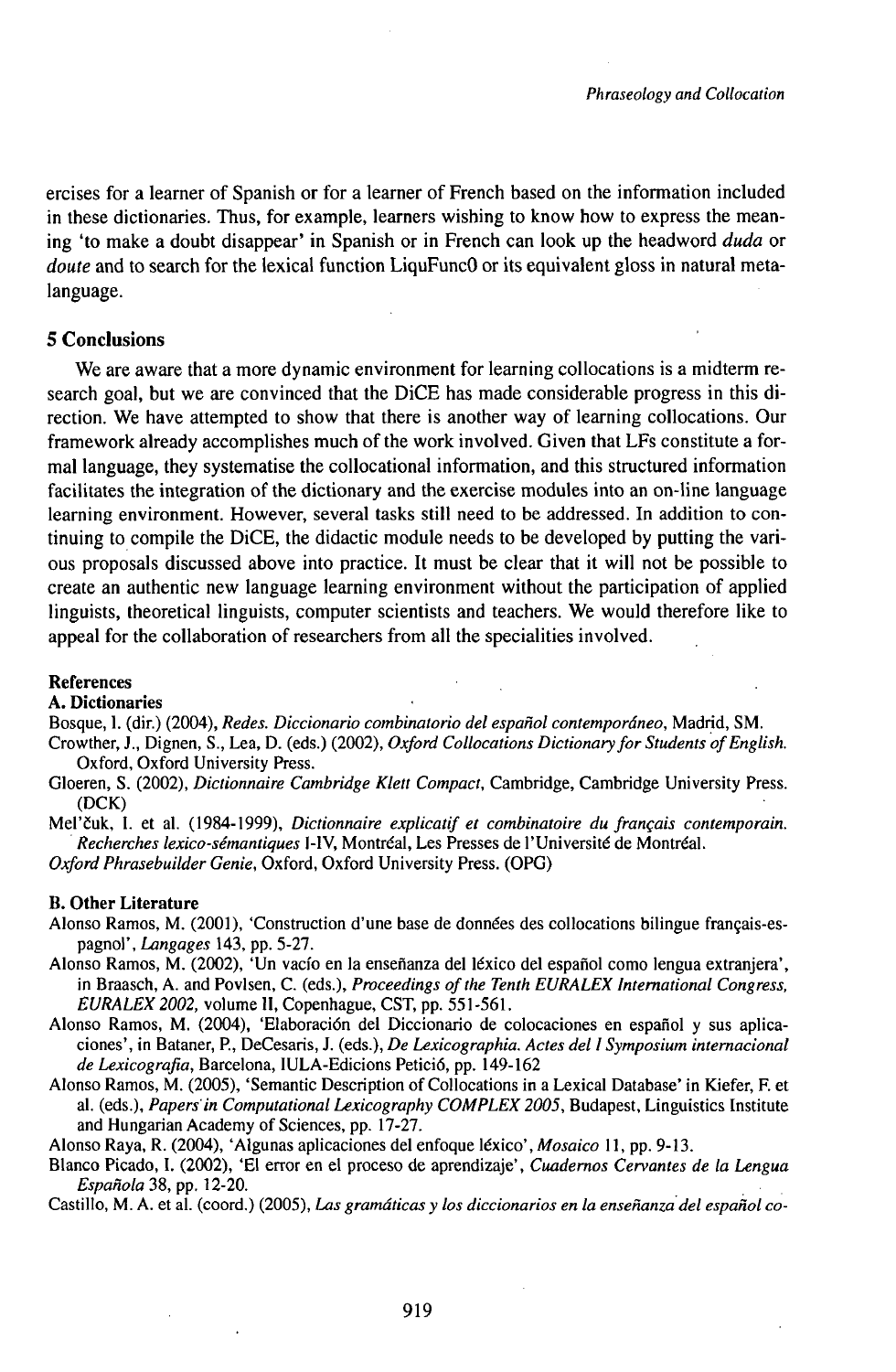ercises for a learner of Spanish or for a learner of French based on the information included in these dictionaries. Thus, for example, learners wishing to know how to express the meaning 'to make a doubt disappear' in Spanish or in French can look up the headword *duda* or *doute* and to search for the lexical function LiquFunc0 or its equivalent gloss in natural metalanguage.

## 5 Conclusions

We are aware that a more dynamic environment for learning collocations is a midterm research goal, but we are convinced that the DiCE has made considerable progress in this direction. We have attempted to show that there is another way of learning collocations. Our framework already accomplishes much of the work involved. Given that LFs constitute a formal language, they systematise the collocational information, and this structured information facilitates the integration of the dictionary and the exercise modules into an on-line language learning environment. However, several tasks still need to be addressed. In addition to continuing to compile the DiCE, the didactic module needs to be developed by putting the various proposals discussed above into practice. It must be clear that it will not be possible to create an authentic new language learning environment without the participation of applied linguists, theoretical linguists, computer scientists and teachers. We would therefore like to appeal for the collaboration of researchers from all the specialities involved.

## References

### A. Dictionaries

Bosque, I. (dir.) (2004), *Redes. Diccionario combinatorio del español contemporáneo*, Madrid, SM.

Crowther, J., Dignen, S., Lea, D. (eds.) (2002), *Oxford Collocations Dictionary for Students of English*. Oxford, Oxford University Press.

Gloeren, S. (2002), *Dictionnaire Cambridge Klett Compact*, Cambridge, Cambridge University Press. (DCK)

Mel'čuk, I. et al. (1984-1999), *Dictionnaire explicatif et combinatoire du français contemporain. Recherches lexico-sémantiques* I-IV, Montréal, Les Presses de l'Université de Montréal.

*Oxford Phrasebuilder Genie*, Oxford, Oxford University Press. (OPG)

### B. Other Literature

Alonso Ramos, M. (2001), 'Construction d'une base de données des collocations bilingue français-espagnol', *Langages* 143, pp. 5-27.

Alonso Ramos, M. (2002), 'Un vacío en la enseñanza del léxico del español como lengua extranjera', in Braasch, A. and Povlsen, C. (eds.), *Proceedings of the Tenth EURALEX International Congress, EURALEX 2002*, volume II, Copenhague, CST, pp. 551-561.

Alonso Ramos, M. (2004), 'Elaboración del Diccionario de colocaciones en español y sus aplicaciones', in Bataner, P., DeCesaris, J. (eds.), *De Lexicographia. Actes del I Symposium internacional de Lexicografia*, Barcelona, IULA-Edicions Petició, pp. 149-162

Alonso Ramos, M. (2005), 'Semantic Description of Collocations in a Lexical Database' in Kiefer, F. et al. (eds.), *Papers in Computational Lexicography COMPLEX 2005*, Budapest, Linguistics Institute and Hungarian Academy of Sciences, pp. 17-27.

Alonso Raya, R. (2004), 'Algunas aplicaciones del enfoque léxico', *Mosaico* 11, pp. 9-13.

Blanco Picado, I. (2002), 'El error en el proceso de aprendizaje', *Cuadernos Cervantes de la Lengua Española* 38, pp. 12-20.

Castillo, M. A. et al. (coord.) (2005), *Las gramáticas y los diccionarios en la enseñanza del español co-*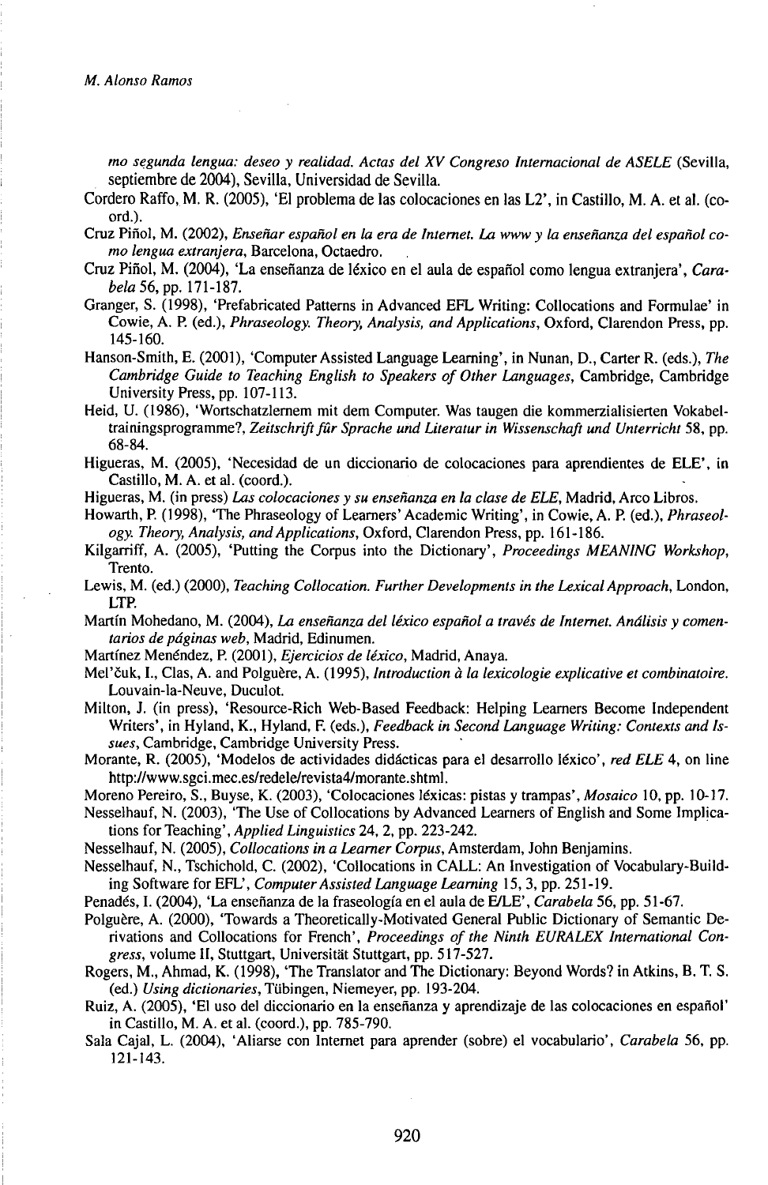*mo segunda lengua: deseo y realidad. Actas del XV Congreso Internacional de ASELE* (Sevilla, septiembre de 2004), Sevilla, Universidad de Sevilla.

Cordero Raffo, M. R. (2005), 'El problema de las colocaciones en las L2', in Castillo, M. A. et al. (coord.).

Cruz Piñol, M. (2002), *Enseñar español en la era de Internet. La www y la enseñanza del español como lengua extranjera*, Barcelona, Octaedro.

Cruz Piñol, M. (2004), 'La enseñanza de léxico en el aula de español como lengua extranjera', *Carabela* 56, pp. 171-187.

Granger, S. (1998), 'Prefabricated Patterns in Advanced EFL Writing: Collocations and Formulae' in Cowie, A. P. (ed.), *Phraseology. Theory, Analysis, and Applications*, Oxford, Clarendon Press, pp. 145-160.

Hanson-Smith, E. (2001), 'Computer Assisted Language Learning', in Nunan, D., Carter R. (eds.), *The Cambridge Guide to Teaching English to Speakers of Other Languages*, Cambridge, Cambridge University Press, pp. 107-113.

Heid, U. (1986), 'Wortschatzlernem mit dem Computer. Was taugen die kommerzialisierten Vokabeltrainingsprogramme?, *Zeitschrift für Sprache und Literatur in Wissenschaft und Unterricht* 58, pp. 68-84.

Higueras, M. (2005), 'Necesidad de un diccionario de colocaciones para aprendientes de ELE', in Castillo, M. A. et al. (coord.).

Higueras, M. (in press) *Las colocaciones y su enseñanza en la clase de ELE*, Madrid, Arco Libros.

Howarth, P. (1998), 'The Phraseology of Learners' Academic Writing', in Cowie, A. P. (ed.), *Phraseology. Theory, Analysis, and Applications*, Oxford, Clarendon Press, pp. 161-186.

Kilgarriff, A. (2005), 'Putting the Corpus into the Dictionary', *Proceedings MEANING Workshop*, Trento.

Lewis, M. (ed.) (2000), *Teaching Collocation. Further Developments in the Lexical Approach*, London, LTP.

Martín Mohedano, M. (2004), *La enseñanza del léxico español a través de Internet. Análisis y comentarios de páginas web*, Madrid, Edinumen.

Martínez Menéndez, P. (2001), *Ejercicios de léxico*, Madrid, Anaya.

Mel'čuk, I., Clas, A. and Polguère, A. (1995), *Introduction à la lexicologie explicative et combinatoire*. Louvain-la-Neuve, Duculot.

Milton, J. (in press), 'Resource-Rich Web-Based Feedback: Helping Learners Become Independent Writers', in Hyland, K., Hyland, F. (eds.), *Feedback in Second Language Writing: Contexts and Issues*, Cambridge, Cambridge University Press.

Morante, R. (2005), 'Modelos de actividades didácticas para el desarrollo léxico', *red ELE* 4, on line http://www.sgci.mec.es/redele/revista4/morante.shtml.

Moreno Pereiro, S., Buyse, K. (2003), 'Colocaciones léxicas: pistas y trampas', *Mosaico* 10, pp. 10-17.

Nesselhauf, N. (2003), 'The Use of Collocations by Advanced Learners of English and Some Implications for Teaching', *Applied Linguistics* 24, 2, pp. 223-242.

Nesselhauf, N. (2005), *Collocations in a Learner Corpus*, Amsterdam, John Benjamins.

Nesselhauf, N., Tschichold, C. (2002), 'Collocations in CALL: An Investigation of Vocabulary-Building Software for EFL', *Computer Assisted Language Learning* 15, 3, pp. 251-19.

Penadés, I. (2004), 'La enseñanza de la fraseología en el aula de E/LE', *Carabela* 56, pp. 51-67.

Polguère, A. (2000), 'Towards a Theoretically-Motivated General Public Dictionary of Semantic Derivations and Collocations for French', *Proceedings of the Ninth EURALEX International Congress*, volume II, Stuttgart, Universität Stuttgart, pp. 517-527.

Rogers, M., Ahmad, K. (1998), 'The Translator and The Dictionary: Beyond Words? in Atkins, B. T. S. (ed.) *Using dictionaries*, Tübingen, Niemeyer, pp. 193-204.

Ruiz, A. (2005), 'El uso del diccionario en la enseñanza y aprendizaje de las colocaciones en español' in Castillo, M. A. et al. (coord.), pp. 785-790.

Sala Cajal, L. (2004), 'Aliarse con Internet para aprender (sobre) el vocabulario', *Carabela* 56, pp. 121-143.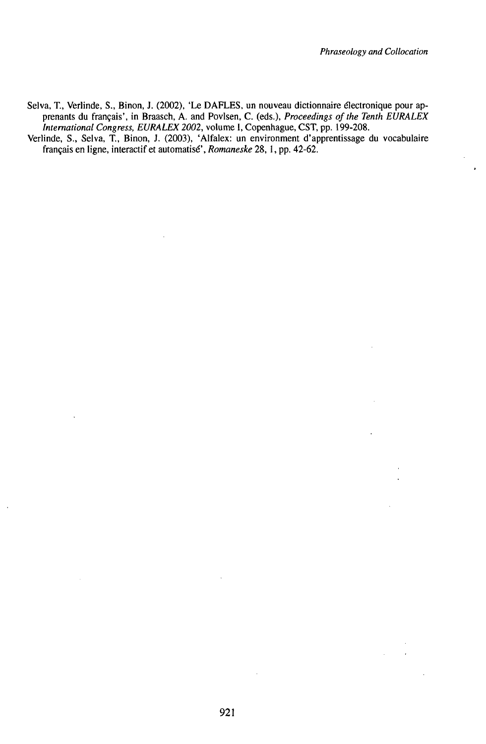Selva, T., Verlinde, S., Binon, J. (2002), 'Le DAFLES, un nouveau dictionnaire électronique pour apprenants du français', in Braasch, A. and Povlsen, C. (eds.), *Proceedings of the Tenth EURALEX International Congress, EURALEX 2002*, volume I, Copenhague, CST, pp. 199-208.

Verlinde, S., Selva, T., Binon, J. (2003), 'Alfalex: un environment d'apprentissage du vocabulaire français en ligne, interactif et automatisé', *Romaneske* 28, 1, pp. 42-62.